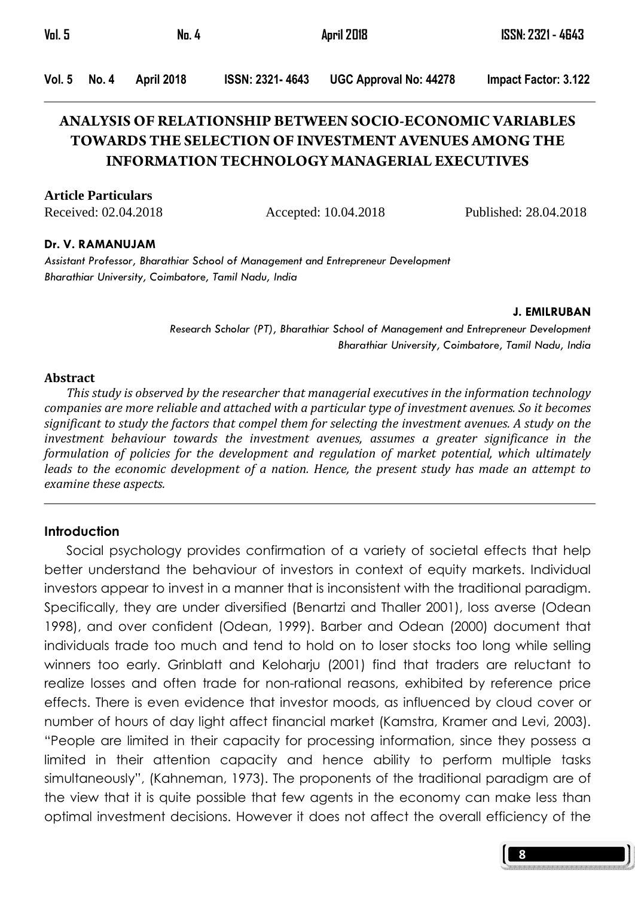# ANALYSIS OF RELATIONSHIP BETWEEN SOCIO-ECONOMIC VARIABLES TOWARDS THE SELECTION OF INVESTMENT AVENUES AMONG THE INFORMATION TECHNOLOGY MANAGERIAL EXECUTIVES

**Article Particulars**

Received: 02.04.2018 Accepted: 10.04.2018 Published: 28.04.2018

**Dr. V. RAMANUJAM**

*Assistant Professor, Bharathiar School of Management and Entrepreneur Development*
*Bharathiar University, Coimbatore, Tamil Nadu, India*

**J. EMILRUBAN**

*Research Scholar (PT), Bharathiar School of Management and Entrepreneur Development*
*Bharathiar University, Coimbatore, Tamil Nadu, India*

**Abstract**

*This study is observed by the researcher that managerial executives in the information technology companies are more reliable and attached with a particular type of investment avenues. So it becomes significant to study the factors that compel them for selecting the investment avenues. A study on the investment behaviour towards the investment avenues, assumes a greater significance in the formulation of policies for the development and regulation of market potential, which ultimately leads to the economic development of a nation. Hence, the present study has made an attempt to examine these aspects.*

## Introduction

Social psychology provides confirmation of a variety of societal effects that help better understand the behaviour of investors in context of equity markets. Individual investors appear to invest in a manner that is inconsistent with the traditional paradigm. Specifically, they are under diversified (Benartzi and Thaller 2001), loss averse (Odean 1998), and over confident (Odean, 1999). Barber and Odean (2000) document that individuals trade too much and tend to hold on to loser stocks too long while selling winners too early. Grinblatt and Keloharju (2001) find that traders are reluctant to realize losses and often trade for non-rational reasons, exhibited by reference price effects. There is even evidence that investor moods, as influenced by cloud cover or number of hours of day light affect financial market (Kamstra, Kramer and Levi, 2003). "People are limited in their capacity for processing information, since they possess a limited in their attention capacity and hence ability to perform multiple tasks simultaneously", (Kahneman, 1973). The proponents of the traditional paradigm are of the view that it is quite possible that few agents in the economy can make less than optimal investment decisions. However it does not affect the overall efficiency of the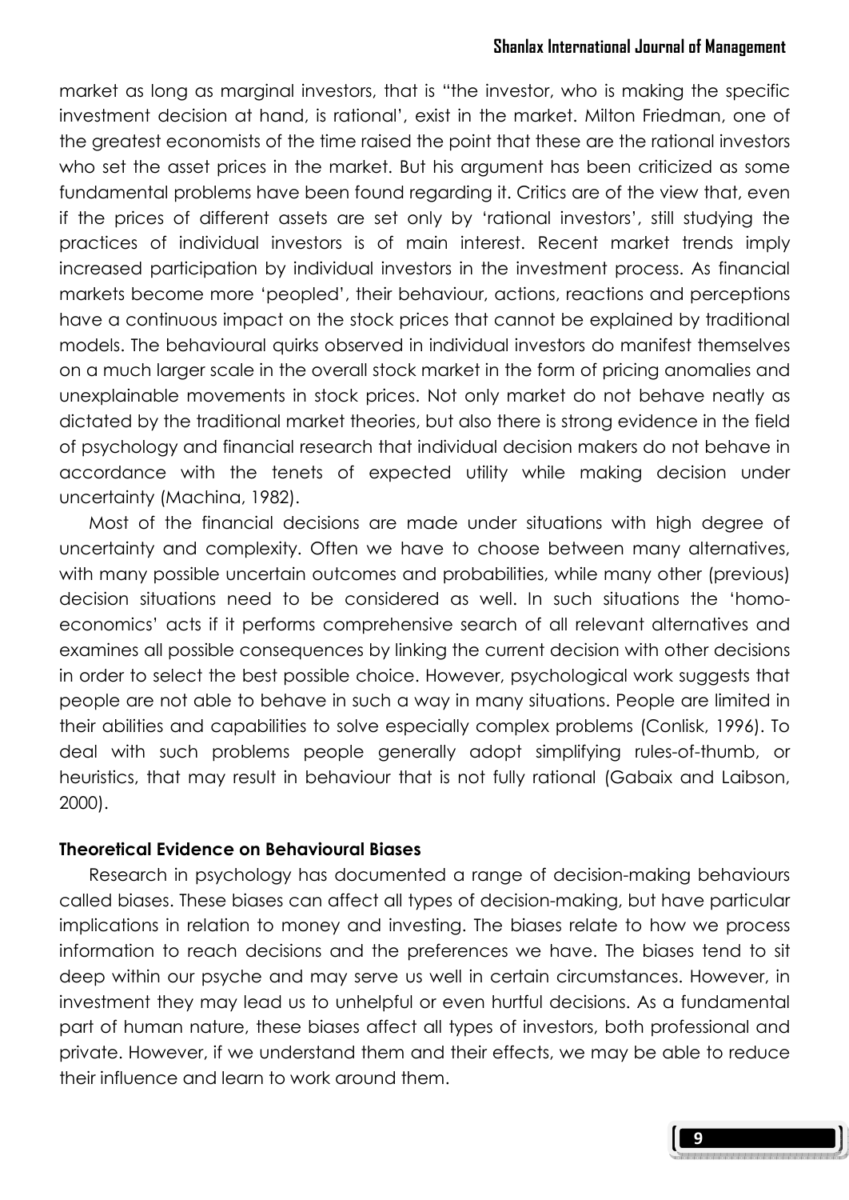market as long as marginal investors, that is "the investor, who is making the specific investment decision at hand, is rational', exist in the market. Milton Friedman, one of the greatest economists of the time raised the point that these are the rational investors who set the asset prices in the market. But his argument has been criticized as some fundamental problems have been found regarding it. Critics are of the view that, even if the prices of different assets are set only by 'rational investors', still studying the practices of individual investors is of main interest. Recent market trends imply increased participation by individual investors in the investment process. As financial markets become more 'peopled', their behaviour, actions, reactions and perceptions have a continuous impact on the stock prices that cannot be explained by traditional models. The behavioural quirks observed in individual investors do manifest themselves on a much larger scale in the overall stock market in the form of pricing anomalies and unexplainable movements in stock prices. Not only market do not behave neatly as dictated by the traditional market theories, but also there is strong evidence in the field of psychology and financial research that individual decision makers do not behave in accordance with the tenets of expected utility while making decision under uncertainty (Machina, 1982).

Most of the financial decisions are made under situations with high degree of uncertainty and complexity. Often we have to choose between many alternatives, with many possible uncertain outcomes and probabilities, while many other (previous) decision situations need to be considered as well. In such situations the 'homo-economics' acts if it performs comprehensive search of all relevant alternatives and examines all possible consequences by linking the current decision with other decisions in order to select the best possible choice. However, psychological work suggests that people are not able to behave in such a way in many situations. People are limited in their abilities and capabilities to solve especially complex problems (Conlisk, 1996). To deal with such problems people generally adopt simplifying rules-of-thumb, or heuristics, that may result in behaviour that is not fully rational (Gabaix and Laibson, 2000).

**Theoretical Evidence on Behavioural Biases**

Research in psychology has documented a range of decision-making behaviours called biases. These biases can affect all types of decision-making, but have particular implications in relation to money and investing. The biases relate to how we process information to reach decisions and the preferences we have. The biases tend to sit deep within our psyche and may serve us well in certain circumstances. However, in investment they may lead us to unhelpful or even hurtful decisions. As a fundamental part of human nature, these biases affect all types of investors, both professional and private. However, if we understand them and their effects, we may be able to reduce their influence and learn to work around them.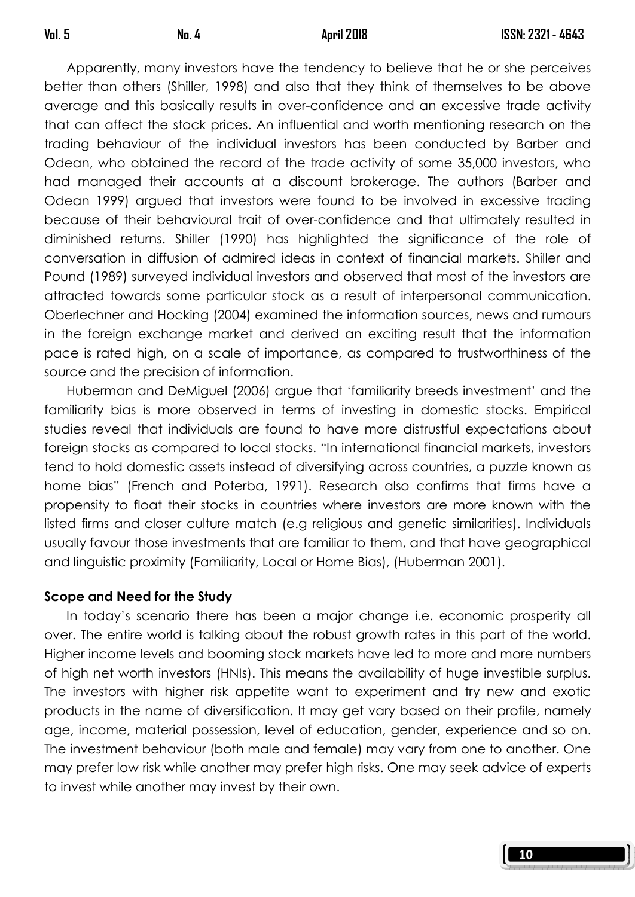Apparently, many investors have the tendency to believe that he or she perceives better than others (Shiller, 1998) and also that they think of themselves to be above average and this basically results in over-confidence and an excessive trade activity that can affect the stock prices. An influential and worth mentioning research on the trading behaviour of the individual investors has been conducted by Barber and Odean, who obtained the record of the trade activity of some 35,000 investors, who had managed their accounts at a discount brokerage. The authors (Barber and Odean 1999) argued that investors were found to be involved in excessive trading because of their behavioural trait of over-confidence and that ultimately resulted in diminished returns. Shiller (1990) has highlighted the significance of the role of conversation in diffusion of admired ideas in context of financial markets. Shiller and Pound (1989) surveyed individual investors and observed that most of the investors are attracted towards some particular stock as a result of interpersonal communication. Oberlechner and Hocking (2004) examined the information sources, news and rumours in the foreign exchange market and derived an exciting result that the information pace is rated high, on a scale of importance, as compared to trustworthiness of the source and the precision of information.

Huberman and DeMiguel (2006) argue that 'familiarity breeds investment' and the familiarity bias is more observed in terms of investing in domestic stocks. Empirical studies reveal that individuals are found to have more distrustful expectations about foreign stocks as compared to local stocks. "In international financial markets, investors tend to hold domestic assets instead of diversifying across countries, a puzzle known as home bias" (French and Poterba, 1991). Research also confirms that firms have a propensity to float their stocks in countries where investors are more known with the listed firms and closer culture match (e.g religious and genetic similarities). Individuals usually favour those investments that are familiar to them, and that have geographical and linguistic proximity (Familiarity, Local or Home Bias), (Huberman 2001).

**Scope and Need for the Study**

In today's scenario there has been a major change i.e. economic prosperity all over. The entire world is talking about the robust growth rates in this part of the world. Higher income levels and booming stock markets have led to more and more numbers of high net worth investors (HNIs). This means the availability of huge investible surplus. The investors with higher risk appetite want to experiment and try new and exotic products in the name of diversification. It may get vary based on their profile, namely age, income, material possession, level of education, gender, experience and so on. The investment behaviour (both male and female) may vary from one to another. One may prefer low risk while another may prefer high risks. One may seek advice of experts to invest while another may invest by their own.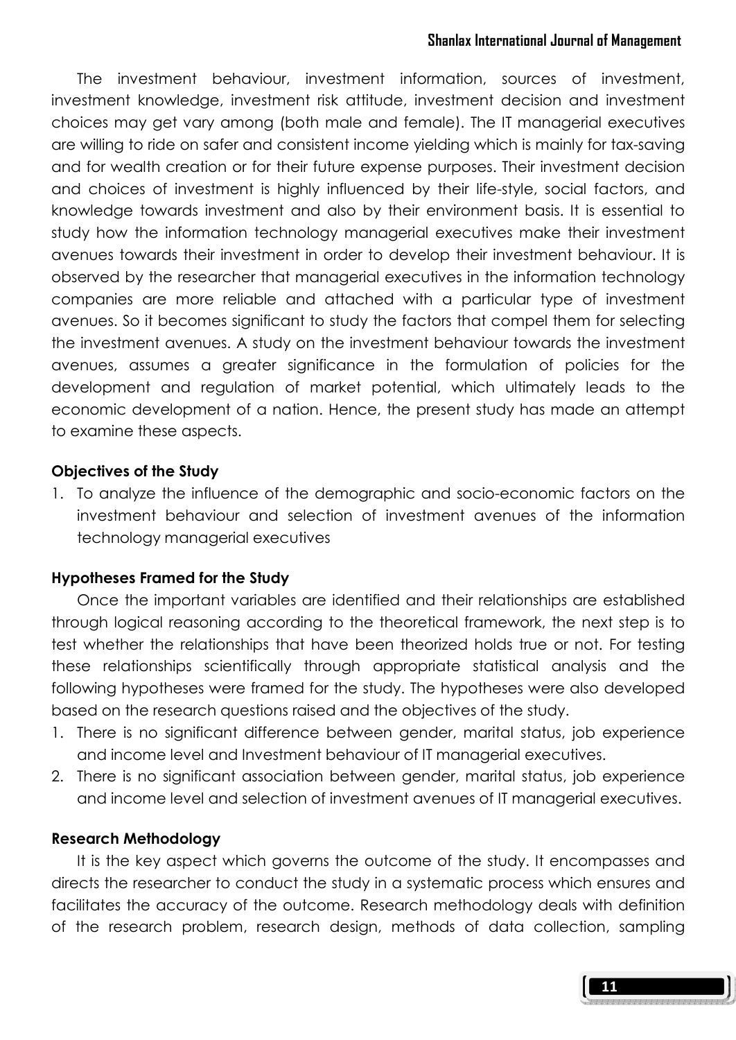The investment behaviour, investment information, sources of investment, investment knowledge, investment risk attitude, investment decision and investment choices may get vary among (both male and female). The IT managerial executives are willing to ride on safer and consistent income yielding which is mainly for tax-saving and for wealth creation or for their future expense purposes. Their investment decision and choices of investment is highly influenced by their life-style, social factors, and knowledge towards investment and also by their environment basis. It is essential to study how the information technology managerial executives make their investment avenues towards their investment in order to develop their investment behaviour. It is observed by the researcher that managerial executives in the information technology companies are more reliable and attached with a particular type of investment avenues. So it becomes significant to study the factors that compel them for selecting the investment avenues. A study on the investment behaviour towards the investment avenues, assumes a greater significance in the formulation of policies for the development and regulation of market potential, which ultimately leads to the economic development of a nation. Hence, the present study has made an attempt to examine these aspects.

### Objectives of the Study

1. To analyze the influence of the demographic and socio-economic factors on the investment behaviour and selection of investment avenues of the information technology managerial executives

### Hypotheses Framed for the Study

Once the important variables are identified and their relationships are established through logical reasoning according to the theoretical framework, the next step is to test whether the relationships that have been theorized holds true or not. For testing these relationships scientifically through appropriate statistical analysis and the following hypotheses were framed for the study. The hypotheses were also developed based on the research questions raised and the objectives of the study.

1. There is no significant difference between gender, marital status, job experience and income level and Investment behaviour of IT managerial executives.
2. There is no significant association between gender, marital status, job experience and income level and selection of investment avenues of IT managerial executives.

### Research Methodology

It is the key aspect which governs the outcome of the study. It encompasses and directs the researcher to conduct the study in a systematic process which ensures and facilitates the accuracy of the outcome. Research methodology deals with definition of the research problem, research design, methods of data collection, sampling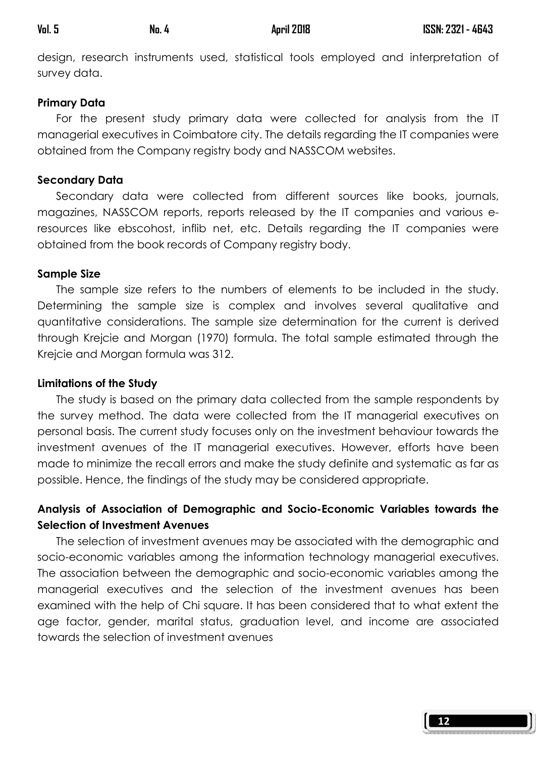design, research instruments used, statistical tools employed and interpretation of survey data.

### Primary Data

For the present study primary data were collected for analysis from the IT managerial executives in Coimbatore city. The details regarding the IT companies were obtained from the Company registry body and NASSCOM websites.

### Secondary Data

Secondary data were collected from different sources like books, journals, magazines, NASSCOM reports, reports released by the IT companies and various e-resources like ebscohost, inflib net, etc. Details regarding the IT companies were obtained from the book records of Company registry body.

### Sample Size

The sample size refers to the numbers of elements to be included in the study. Determining the sample size is complex and involves several qualitative and quantitative considerations. The sample size determination for the current is derived through Krejcie and Morgan (1970) formula. The total sample estimated through the Krejcie and Morgan formula was 312.

### Limitations of the Study

The study is based on the primary data collected from the sample respondents by the survey method. The data were collected from the IT managerial executives on personal basis. The current study focuses only on the investment behaviour towards the investment avenues of the IT managerial executives. However, efforts have been made to minimize the recall errors and make the study definite and systematic as far as possible. Hence, the findings of the study may be considered appropriate.

### Analysis of Association of Demographic and Socio-Economic Variables towards the Selection of Investment Avenues

The selection of investment avenues may be associated with the demographic and socio-economic variables among the information technology managerial executives. The association between the demographic and socio-economic variables among the managerial executives and the selection of the investment avenues has been examined with the help of Chi square. It has been considered that to what extent the age factor, gender, marital status, graduation level, and income are associated towards the selection of investment avenues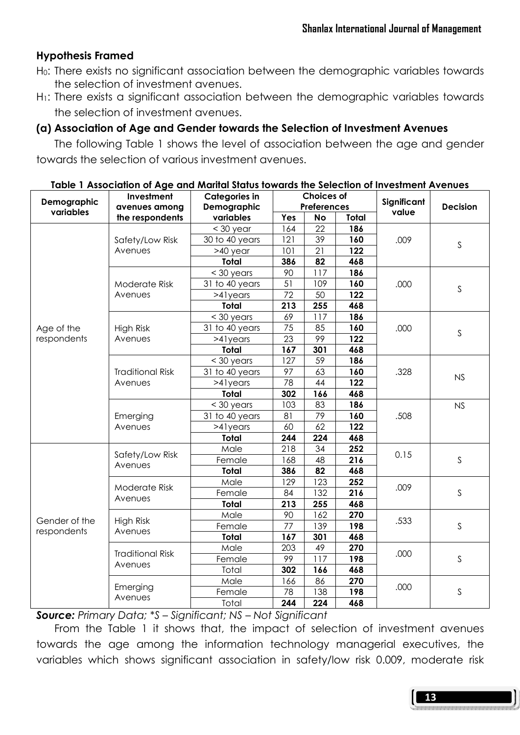### Hypothesis Framed

$H_0$: There exists no significant association between the demographic variables towards the selection of investment avenues.

$H_1$: There exists a significant association between the demographic variables towards the selection of investment avenues.

### (a) Association of Age and Gender towards the Selection of Investment Avenues

The following Table 1 shows the level of association between the age and gender towards the selection of various investment avenues.

**Table 1 Association of Age and Marital Status towards the Selection of Investment Avenues**

| Demographic variables | Investment avenues among the respondents | Categories in Demographic variables | Choices of Preferences | | | Significant value | Decision |
|---|---|---|---|---|---|---|---|
| | | | Yes | No | Total | | |
| Age of the respondents | Safety/Low Risk Avenues | < 30 year | 164 | 22 | **186** | .009 | S |
| | | 30 to 40 years | 121 | 39 | **160** | | |
| | | >40 year | 101 | 21 | **122** | | |
| | | **Total** | **386** | **82** | **468** | | |
| | Moderate Risk Avenues | < 30 years | 90 | 117 | **186** | .000 | S |
| | | 31 to 40 years | 51 | 109 | **160** | | |
| | | >41years | 72 | 50 | **122** | | |
| | | **Total** | **213** | **255** | **468** | | |
| | High Risk Avenues | < 30 years | 69 | 117 | **186** | .000 | S |
| | | 31 to 40 years | 75 | 85 | **160** | | |
| | | >41years | 23 | 99 | **122** | | |
| | | **Total** | **167** | **301** | **468** | | |
| | Traditional Risk Avenues | < 30 years | 127 | 59 | **186** | .328 | NS |
| | | 31 to 40 years | 97 | 63 | **160** | | |
| | | >41years | 78 | 44 | **122** | | |
| | | **Total** | **302** | **166** | **468** | | |
| | Emerging Avenues | < 30 years | 103 | 83 | **186** | .508 | NS |
| | | 31 to 40 years | 81 | 79 | **160** | | |
| | | >41years | 60 | 62 | **122** | | |
| | | **Total** | **244** | **224** | **468** | | |
| Gender of the respondents | Safety/Low Risk Avenues | Male | 218 | 34 | **252** | 0.15 | S |
| | | Female | 168 | 48 | **216** | | |
| | | **Total** | **386** | **82** | **468** | | |
| | Moderate Risk Avenues | Male | 129 | 123 | **252** | .009 | S |
| | | Female | 84 | 132 | **216** | | |
| | | **Total** | **213** | **255** | **468** | | |
| | High Risk Avenues | Male | 90 | 162 | **270** | .533 | S |
| | | Female | 77 | 139 | **198** | | |
| | | **Total** | **167** | **301** | **468** | | |
| | Traditional Risk Avenues | Male | 203 | 49 | **270** | .000 | S |
| | | Female | 99 | 117 | **198** | | |
| | | Total | **302** | **166** | **468** | | |
| | Emerging Avenues | Male | 166 | 86 | **270** | .000 | S |
| | | Female | 78 | 138 | **198** | | |
| | | Total | **244** | **224** | **468** | | |

***Source:*** *Primary Data; *S – Significant; NS – Not Significant*

From the Table 1 it shows that, the impact of selection of investment avenues towards the age among the information technology managerial executives, the variables which shows significant association in safety/low risk 0.009, moderate risk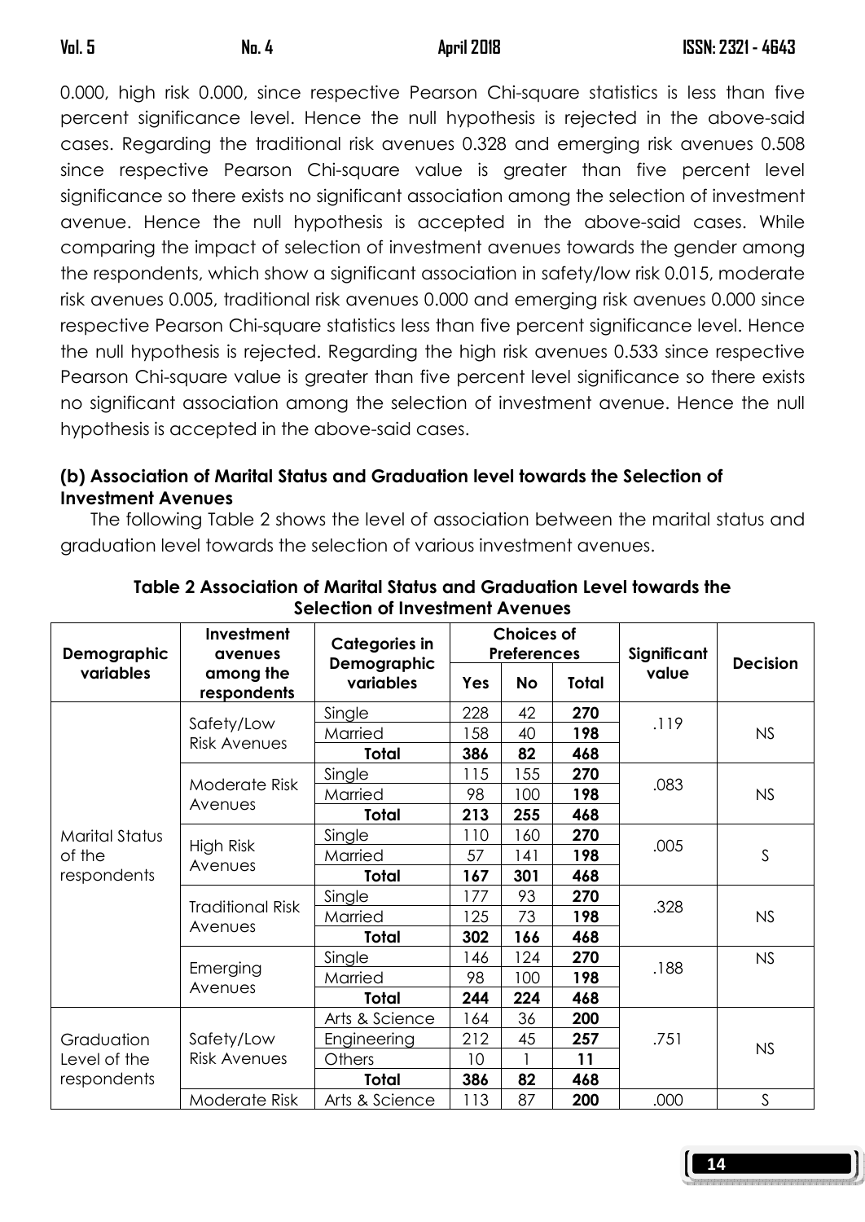0.000, high risk 0.000, since respective Pearson Chi-square statistics is less than five percent significance level. Hence the null hypothesis is rejected in the above-said cases. Regarding the traditional risk avenues 0.328 and emerging risk avenues 0.508 since respective Pearson Chi-square value is greater than five percent level significance so there exists no significant association among the selection of investment avenue. Hence the null hypothesis is accepted in the above-said cases. While comparing the impact of selection of investment avenues towards the gender among the respondents, which show a significant association in safety/low risk 0.015, moderate risk avenues 0.005, traditional risk avenues 0.000 and emerging risk avenues 0.000 since respective Pearson Chi-square statistics less than five percent significance level. Hence the null hypothesis is rejected. Regarding the high risk avenues 0.533 since respective Pearson Chi-square value is greater than five percent level significance so there exists no significant association among the selection of investment avenue. Hence the null hypothesis is accepted in the above-said cases.

### (b) Association of Marital Status and Graduation level towards the Selection of Investment Avenues

The following Table 2 shows the level of association between the marital status and graduation level towards the selection of various investment avenues.

**Table 2 Association of Marital Status and Graduation Level towards the Selection of Investment Avenues**

| Demographic variables | Investment avenues among the respondents | Categories in Demographic variables | Choices of Preferences | | | Significant value | Decision |
|---|---|---|---|---|---|---|---|
| | | | Yes | No | Total | | |
| Marital Status of the respondents | Safety/Low Risk Avenues | Single | 228 | 42 | **270** | .119 | NS |
| | | Married | 158 | 40 | **198** | | |
| | | **Total** | **386** | **82** | **468** | | |
| | Moderate Risk Avenues | Single | 115 | 155 | **270** | .083 | NS |
| | | Married | 98 | 100 | **198** | | |
| | | **Total** | **213** | **255** | **468** | | |
| | High Risk Avenues | Single | 110 | 160 | **270** | .005 | S |
| | | Married | 57 | 141 | **198** | | |
| | | **Total** | **167** | **301** | **468** | | |
| | Traditional Risk Avenues | Single | 177 | 93 | **270** | .328 | NS |
| | | Married | 125 | 73 | **198** | | |
| | | **Total** | **302** | **166** | **468** | | |
| | Emerging Avenues | Single | 146 | 124 | **270** | .188 | NS |
| | | Married | 98 | 100 | **198** | | |
| | | **Total** | **244** | **224** | **468** | | |
| Graduation Level of the respondents | Safety/Low Risk Avenues | Arts & Science | 164 | 36 | **200** | .751 | NS |
| | | Engineering | 212 | 45 | **257** | | |
| | | Others | 10 | 1 | **11** | | |
| | | **Total** | **386** | **82** | **468** | | |
| | Moderate Risk | Arts & Science | 113 | 87 | **200** | .000 | S |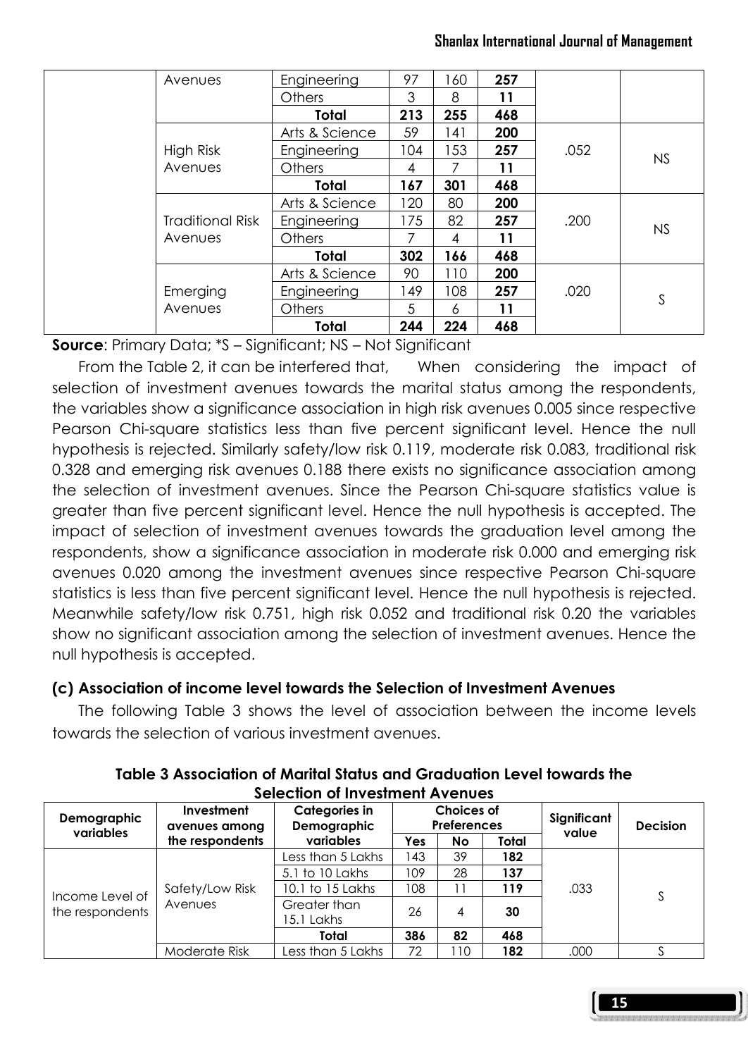| | Avenues | Engineering | 97 | 160 | **257** | | |
|---|---|---|---|---|---|---|---|
| | | Others | 3 | 8 | **11** | | |
| | | **Total** | **213** | **255** | **468** | | |
| | High Risk Avenues | Arts & Science | 59 | 141 | **200** | .052 | NS |
| | | Engineering | 104 | 153 | **257** | | |
| | | Others | 4 | 7 | **11** | | |
| | | **Total** | **167** | **301** | **468** | | |
| | Traditional Risk Avenues | Arts & Science | 120 | 80 | **200** | .200 | NS |
| | | Engineering | 175 | 82 | **257** | | |
| | | Others | 7 | 4 | **11** | | |
| | | **Total** | **302** | **166** | **468** | | |
| | Emerging Avenues | Arts & Science | 90 | 110 | **200** | .020 | S |
| | | Engineering | 149 | 108 | **257** | | |
| | | Others | 5 | 6 | **11** | | |
| | | **Total** | **244** | **224** | **468** | | |

**Source**: Primary Data; *S – Significant; NS – Not Significant

From the Table 2, it can be interfered that, When considering the impact of selection of investment avenues towards the marital status among the respondents, the variables show a significance association in high risk avenues 0.005 since respective Pearson Chi-square statistics less than five percent significant level. Hence the null hypothesis is rejected. Similarly safety/low risk 0.119, moderate risk 0.083, traditional risk 0.328 and emerging risk avenues 0.188 there exists no significance association among the selection of investment avenues. Since the Pearson Chi-square statistics value is greater than five percent significant level. Hence the null hypothesis is accepted. The impact of selection of investment avenues towards the graduation level among the respondents, show a significance association in moderate risk 0.000 and emerging risk avenues 0.020 among the investment avenues since respective Pearson Chi-square statistics is less than five percent significant level. Hence the null hypothesis is rejected. Meanwhile safety/low risk 0.751, high risk 0.052 and traditional risk 0.20 the variables show no significant association among the selection of investment avenues. Hence the null hypothesis is accepted.

### (c) Association of income level towards the Selection of Investment Avenues

The following Table 3 shows the level of association between the income levels towards the selection of various investment avenues.

**Table 3 Association of Marital Status and Graduation Level towards the Selection of Investment Avenues**

| Demographic variables | Investment avenues among the respondents | Categories in Demographic variables | Choices of Preferences | | | Significant value | Decision |
|---|---|---|---|---|---|---|---|
| | | | Yes | No | Total | | |
| Income Level of the respondents | Safety/Low Risk Avenues | Less than 5 Lakhs | 143 | 39 | **182** | .033 | S |
| | | 5.1 to 10 Lakhs | 109 | 28 | **137** | | |
| | | 10.1 to 15 Lakhs | 108 | 11 | **119** | | |
| | | Greater than 15.1 Lakhs | 26 | 4 | **30** | | |
| | | **Total** | **386** | **82** | **468** | | |
| | Moderate Risk | Less than 5 Lakhs | 72 | 110 | **182** | .000 | S |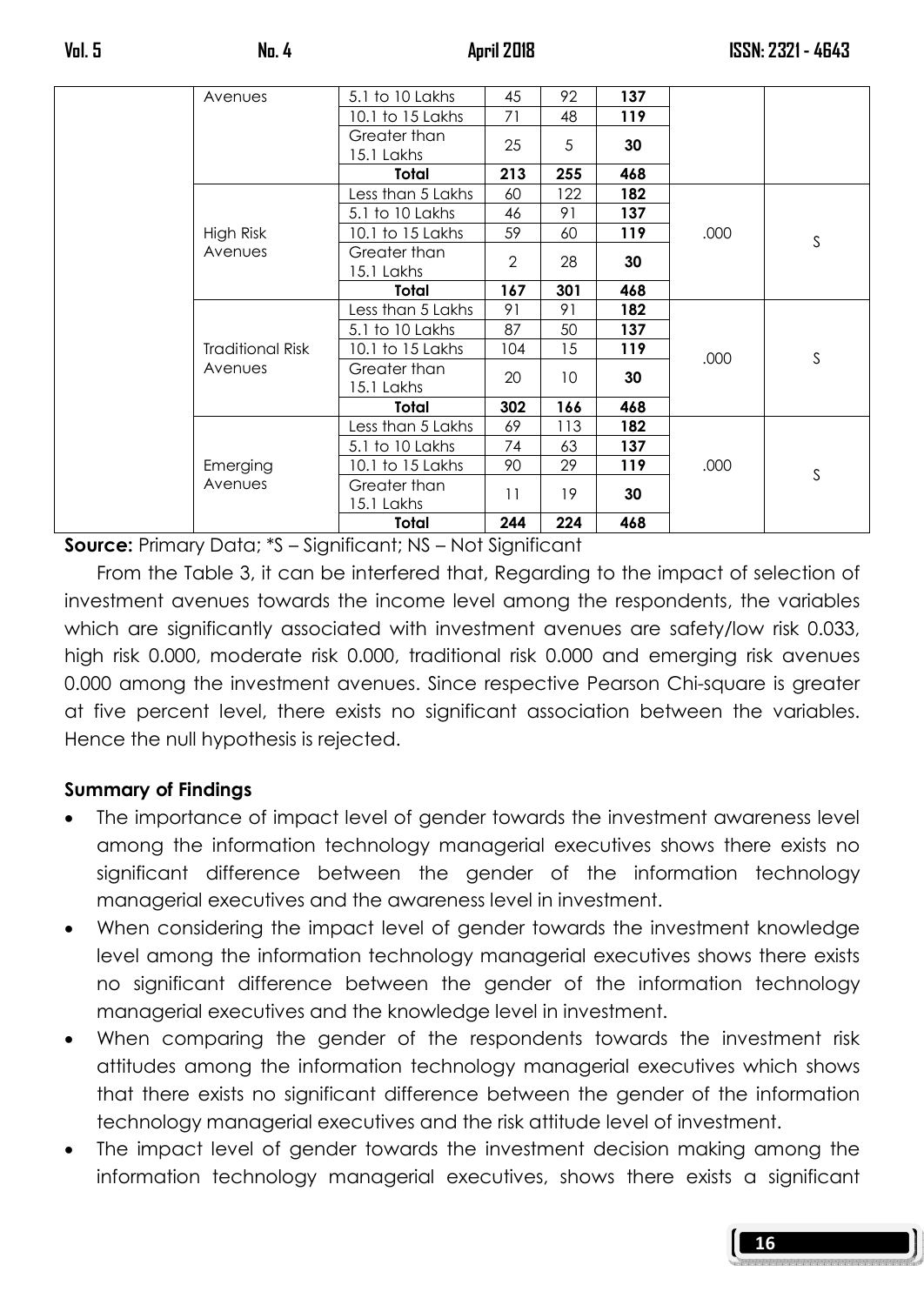|  | Avenues | 5.1 to 10 Lakhs | 45 | 92 | **137** |  |  |
|---|---|---|---|---|---|---|---|
|  |  | 10.1 to 15 Lakhs | 71 | 48 | **119** |  |  |
|  |  | Greater than 15.1 Lakhs | 25 | 5 | **30** |  |  |
|  |  | **Total** | **213** | **255** | **468** |  |  |
|  | High Risk Avenues | Less than 5 Lakhs | 60 | 122 | **182** | .000 | S |
|  |  | 5.1 to 10 Lakhs | 46 | 91 | **137** |  |  |
|  |  | 10.1 to 15 Lakhs | 59 | 60 | **119** |  |  |
|  |  | Greater than 15.1 Lakhs | 2 | 28 | **30** |  |  |
|  |  | **Total** | **167** | **301** | **468** |  |  |
|  | Traditional Risk Avenues | Less than 5 Lakhs | 91 | 91 | **182** | .000 | S |
|  |  | 5.1 to 10 Lakhs | 87 | 50 | **137** |  |  |
|  |  | 10.1 to 15 Lakhs | 104 | 15 | **119** |  |  |
|  |  | Greater than 15.1 Lakhs | 20 | 10 | **30** |  |  |
|  |  | **Total** | **302** | **166** | **468** |  |  |
|  | Emerging Avenues | Less than 5 Lakhs | 69 | 113 | **182** | .000 | S |
|  |  | 5.1 to 10 Lakhs | 74 | 63 | **137** |  |  |
|  |  | 10.1 to 15 Lakhs | 90 | 29 | **119** |  |  |
|  |  | Greater than 15.1 Lakhs | 11 | 19 | **30** |  |  |
|  |  | **Total** | **244** | **224** | **468** |  |  |

**Source:** Primary Data; *S – Significant; NS – Not Significant

From the Table 3, it can be interfered that, Regarding to the impact of selection of investment avenues towards the income level among the respondents, the variables which are significantly associated with investment avenues are safety/low risk 0.033, high risk 0.000, moderate risk 0.000, traditional risk 0.000 and emerging risk avenues 0.000 among the investment avenues. Since respective Pearson Chi-square is greater at five percent level, there exists no significant association between the variables. Hence the null hypothesis is rejected.

**Summary of Findings**

- The importance of impact level of gender towards the investment awareness level among the information technology managerial executives shows there exists no significant difference between the gender of the information technology managerial executives and the awareness level in investment.
- When considering the impact level of gender towards the investment knowledge level among the information technology managerial executives shows there exists no significant difference between the gender of the information technology managerial executives and the knowledge level in investment.
- When comparing the gender of the respondents towards the investment risk attitudes among the information technology managerial executives which shows that there exists no significant difference between the gender of the information technology managerial executives and the risk attitude level of investment.
- The impact level of gender towards the investment decision making among the information technology managerial executives, shows there exists a significant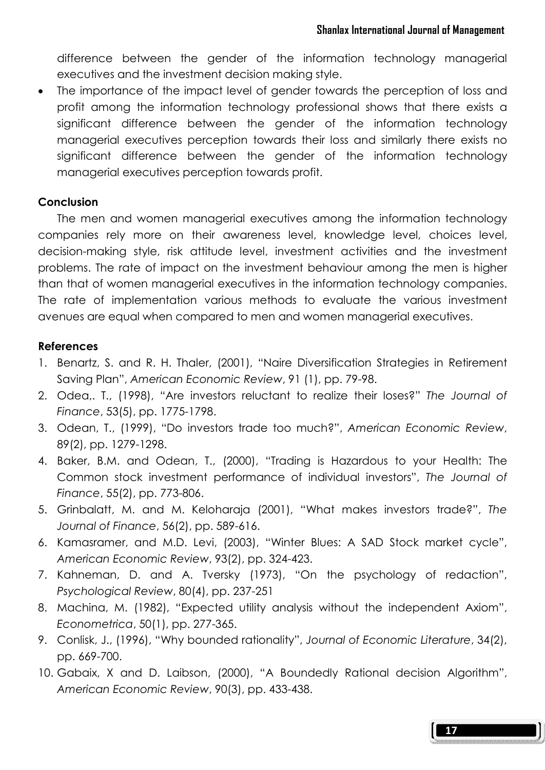difference between the gender of the information technology managerial executives and the investment decision making style.

- The importance of the impact level of gender towards the perception of loss and profit among the information technology professional shows that there exists a significant difference between the gender of the information technology managerial executives perception towards their loss and similarly there exists no significant difference between the gender of the information technology managerial executives perception towards profit.

**Conclusion**

The men and women managerial executives among the information technology companies rely more on their awareness level, knowledge level, choices level, decision-making style, risk attitude level, investment activities and the investment problems. The rate of impact on the investment behaviour among the men is higher than that of women managerial executives in the information technology companies. The rate of implementation various methods to evaluate the various investment avenues are equal when compared to men and women managerial executives.

**References**

1. Benartz, S. and R. H. Thaler, (2001), "Naire Diversification Strategies in Retirement Saving Plan", *American Economic Review*, 91 (1), pp. 79-98.
2. Odea,. T., (1998), "Are investors reluctant to realize their loses?" *The Journal of Finance*, 53(5), pp. 1775-1798.
3. Odean, T., (1999), "Do investors trade too much?", *American Economic Review*, 89(2), pp. 1279-1298.
4. Baker, B.M. and Odean, T., (2000), "Trading is Hazardous to your Health: The Common stock investment performance of individual investors", *The Journal of Finance*, 55(2), pp. 773-806.
5. Grinbalatt, M. and M. Keloharaja (2001), "What makes investors trade?", *The Journal of Finance*, 56(2), pp. 589-616.
6. Kamasramer, and M.D. Levi, (2003), "Winter Blues: A SAD Stock market cycle", *American Economic Review*, 93(2), pp. 324-423.
7. Kahneman, D. and A. Tversky (1973), "On the psychology of redaction", *Psychological Review*, 80(4), pp. 237-251
8. Machina, M. (1982), "Expected utility analysis without the independent Axiom", *Econometrica*, 50(1), pp. 277-365.
9. Conlisk, J., (1996), "Why bounded rationality", *Journal of Economic Literature*, 34(2), pp. 669-700.
10. Gabaix, X and D. Laibson, (2000), "A Boundedly Rational decision Algorithm", *American Economic Review*, 90(3), pp. 433-438.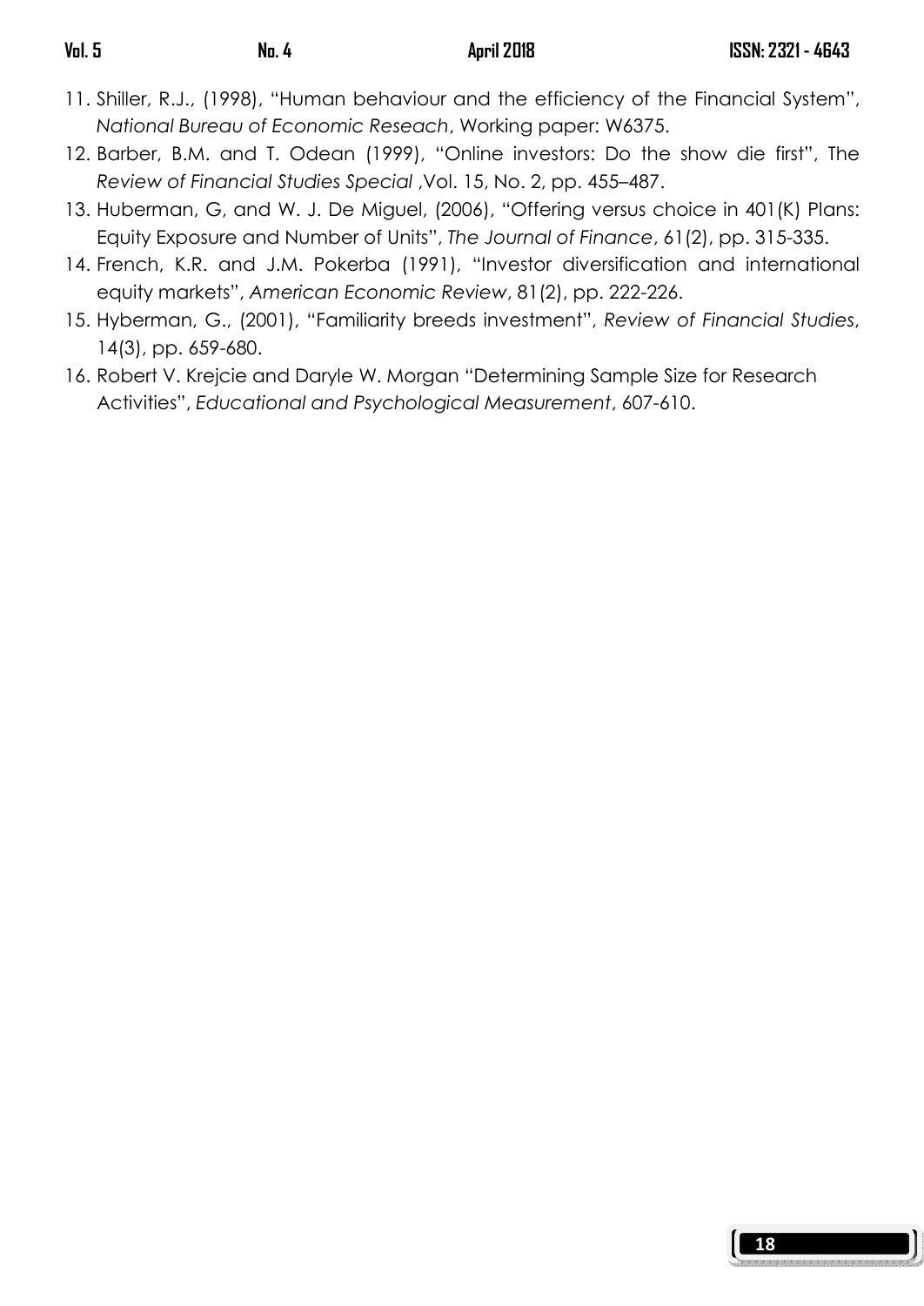11. Shiller, R.J., (1998), "Human behaviour and the efficiency of the Financial System", *National Bureau of Economic Reseach*, Working paper: W6375.
12. Barber, B.M. and T. Odean (1999), "Online investors: Do the show die first", The *Review of Financial Studies Special* ,Vol. 15, No. 2, pp. 455–487.
13. Huberman, G, and W. J. De Miguel, (2006), "Offering versus choice in 401(K) Plans: Equity Exposure and Number of Units", *The Journal of Finance*, 61(2), pp. 315-335.
14. French, K.R. and J.M. Pokerba (1991), "Investor diversification and international equity markets", *American Economic Review*, 81(2), pp. 222-226.
15. Hyberman, G., (2001), "Familiarity breeds investment", *Review of Financial Studies*, 14(3), pp. 659-680.
16. Robert V. Krejcie and Daryle W. Morgan "Determining Sample Size for Research Activities", *Educational and Psychological Measurement*, 607-610.